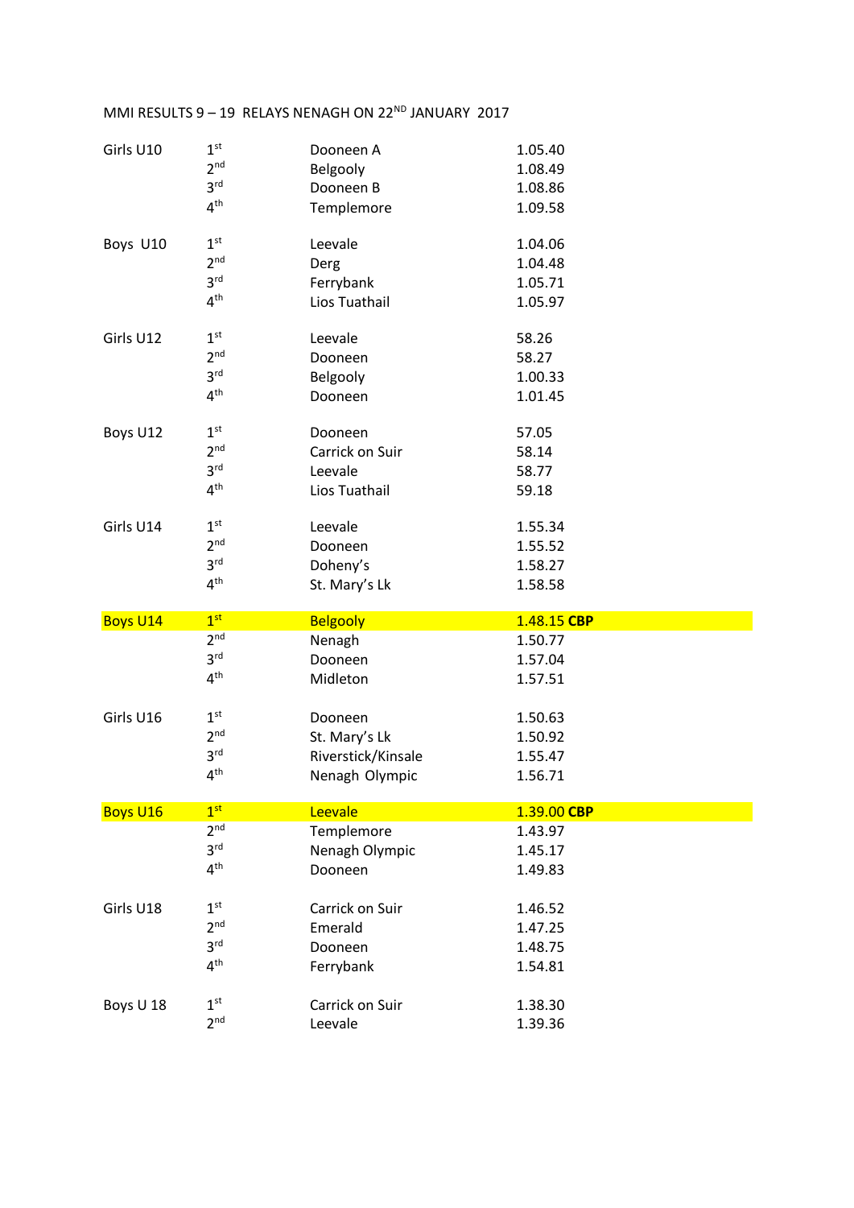# MMI RESULTS 9 – 19 RELAYS NENAGH ON 22ND JANUARY 2017

| Category | Position | Club | Time |
|---|---|---|---|
| Girls U10 | 1st | Dooneen A | 1.05.40 |
| | 2nd | Belgooly | 1.08.49 |
| | 3rd | Dooneen B | 1.08.86 |
| | 4th | Templemore | 1.09.58 |
| Boys U10 | 1st | Leevale | 1.04.06 |
| | 2nd | Derg | 1.04.48 |
| | 3rd | Ferrybank | 1.05.71 |
| | 4th | Lios Tuathail | 1.05.97 |
| Girls U12 | 1st | Leevale | 58.26 |
| | 2nd | Dooneen | 58.27 |
| | 3rd | Belgooly | 1.00.33 |
| | 4th | Dooneen | 1.01.45 |
| Boys U12 | 1st | Dooneen | 57.05 |
| | 2nd | Carrick on Suir | 58.14 |
| | 3rd | Leevale | 58.77 |
| | 4th | Lios Tuathail | 59.18 |
| Girls U14 | 1st | Leevale | 1.55.34 |
| | 2nd | Dooneen | 1.55.52 |
| | 3rd | Doheny's | 1.58.27 |
| | 4th | St. Mary's Lk | 1.58.58 |
| Boys U14 | 1st | Belgooly | 1.48.15 **CBP** |
| | 2nd | Nenagh | 1.50.77 |
| | 3rd | Dooneen | 1.57.04 |
| | 4th | Midleton | 1.57.51 |
| Girls U16 | 1st | Dooneen | 1.50.63 |
| | 2nd | St. Mary's Lk | 1.50.92 |
| | 3rd | Riverstick/Kinsale | 1.55.47 |
| | 4th | Nenagh Olympic | 1.56.71 |
| Boys U16 | 1st | Leevale | 1.39.00 **CBP** |
| | 2nd | Templemore | 1.43.97 |
| | 3rd | Nenagh Olympic | 1.45.17 |
| | 4th | Dooneen | 1.49.83 |
| Girls U18 | 1st | Carrick on Suir | 1.46.52 |
| | 2nd | Emerald | 1.47.25 |
| | 3rd | Dooneen | 1.48.75 |
| | 4th | Ferrybank | 1.54.81 |
| Boys U 18 | 1st | Carrick on Suir | 1.38.30 |
| | 2nd | Leevale | 1.39.36 |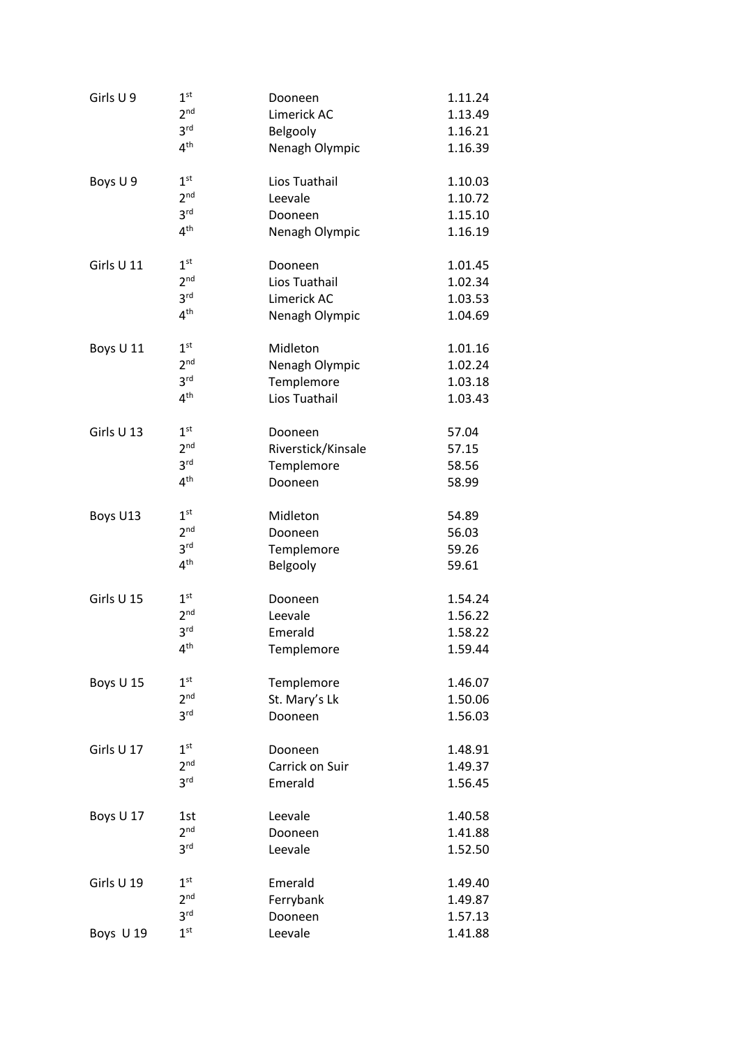| | | | |
|---|---|---|---|
| Girls U 9 | 1st | Dooneen | 1.11.24 |
| | 2nd | Limerick AC | 1.13.49 |
| | 3rd | Belgooly | 1.16.21 |
| | 4th | Nenagh Olympic | 1.16.39 |
| Boys U 9 | 1st | Lios Tuathail | 1.10.03 |
| | 2nd | Leevale | 1.10.72 |
| | 3rd | Dooneen | 1.15.10 |
| | 4th | Nenagh Olympic | 1.16.19 |
| Girls U 11 | 1st | Dooneen | 1.01.45 |
| | 2nd | Lios Tuathail | 1.02.34 |
| | 3rd | Limerick AC | 1.03.53 |
| | 4th | Nenagh Olympic | 1.04.69 |
| Boys U 11 | 1st | Midleton | 1.01.16 |
| | 2nd | Nenagh Olympic | 1.02.24 |
| | 3rd | Templemore | 1.03.18 |
| | 4th | Lios Tuathail | 1.03.43 |
| Girls U 13 | 1st | Dooneen | 57.04 |
| | 2nd | Riverstick/Kinsale | 57.15 |
| | 3rd | Templemore | 58.56 |
| | 4th | Dooneen | 58.99 |
| Boys U13 | 1st | Midleton | 54.89 |
| | 2nd | Dooneen | 56.03 |
| | 3rd | Templemore | 59.26 |
| | 4th | Belgooly | 59.61 |
| Girls U 15 | 1st | Dooneen | 1.54.24 |
| | 2nd | Leevale | 1.56.22 |
| | 3rd | Emerald | 1.58.22 |
| | 4th | Templemore | 1.59.44 |
| Boys U 15 | 1st | Templemore | 1.46.07 |
| | 2nd | St. Mary's Lk | 1.50.06 |
| | 3rd | Dooneen | 1.56.03 |
| Girls U 17 | 1st | Dooneen | 1.48.91 |
| | 2nd | Carrick on Suir | 1.49.37 |
| | 3rd | Emerald | 1.56.45 |
| Boys U 17 | 1st | Leevale | 1.40.58 |
| | 2nd | Dooneen | 1.41.88 |
| | 3rd | Leevale | 1.52.50 |
| Girls U 19 | 1st | Emerald | 1.49.40 |
| | 2nd | Ferrybank | 1.49.87 |
| | 3rd | Dooneen | 1.57.13 |
| Boys U 19 | 1st | Leevale | 1.41.88 |